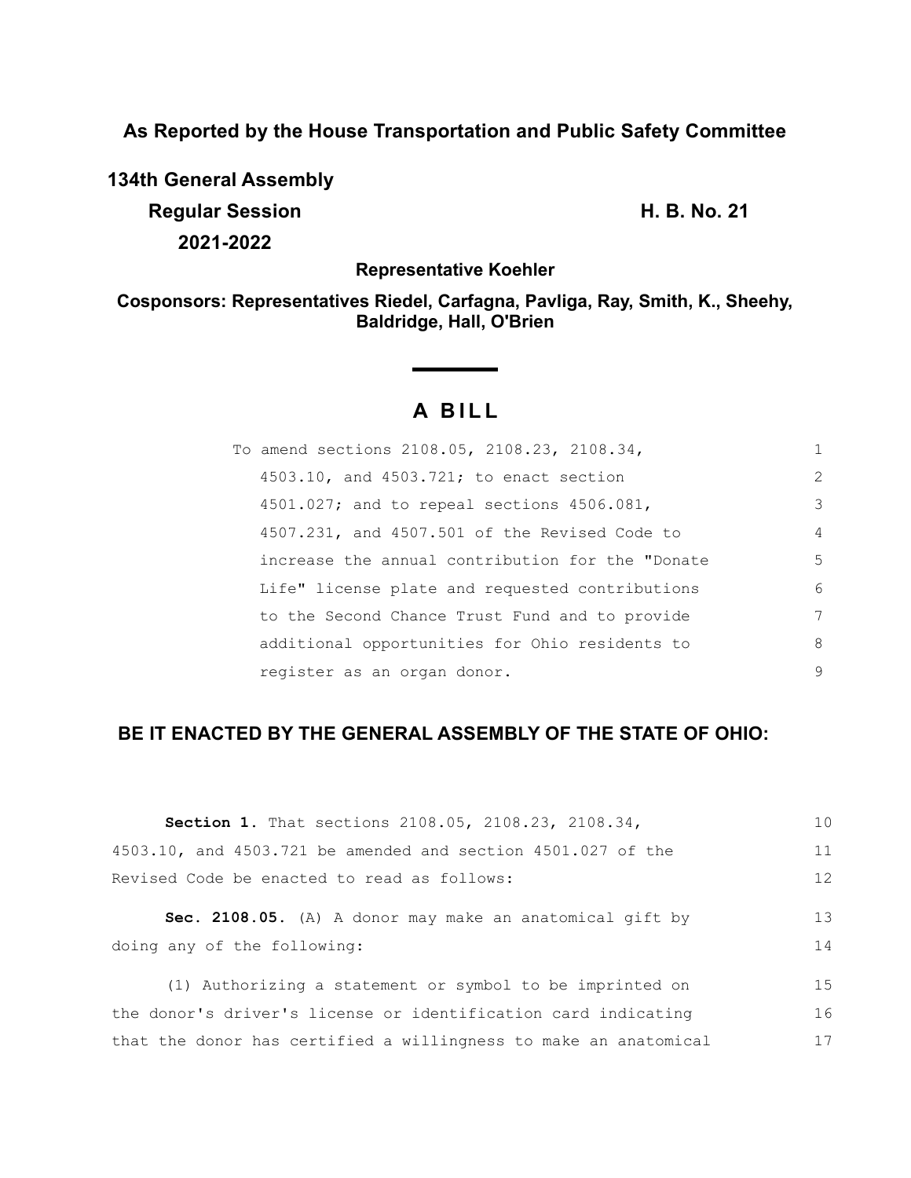**As Reported by the House Transportation and Public Safety Committee**

**134th General Assembly**

**Regular Session** **H. B. No. 21**

**2021-2022**

**Representative Koehler**

**Cosponsors: Representatives Riedel, Carfagna, Pavliga, Ray, Smith, K., Sheehy, Baldridge, Hall, O'Brien**

# A BILL

To amend sections 2108.05, 2108.23, 2108.34, 4503.10, and 4503.721; to enact section 4501.027; and to repeal sections 4506.081, 4507.231, and 4507.501 of the Revised Code to increase the annual contribution for the "Donate Life" license plate and requested contributions to the Second Chance Trust Fund and to provide additional opportunities for Ohio residents to register as an organ donor.

## BE IT ENACTED BY THE GENERAL ASSEMBLY OF THE STATE OF OHIO:

**Section 1.** That sections 2108.05, 2108.23, 2108.34, 4503.10, and 4503.721 be amended and section 4501.027 of the Revised Code be enacted to read as follows:

**Sec. 2108.05.** (A) A donor may make an anatomical gift by doing any of the following:

(1) Authorizing a statement or symbol to be imprinted on the donor's driver's license or identification card indicating that the donor has certified a willingness to make an anatomical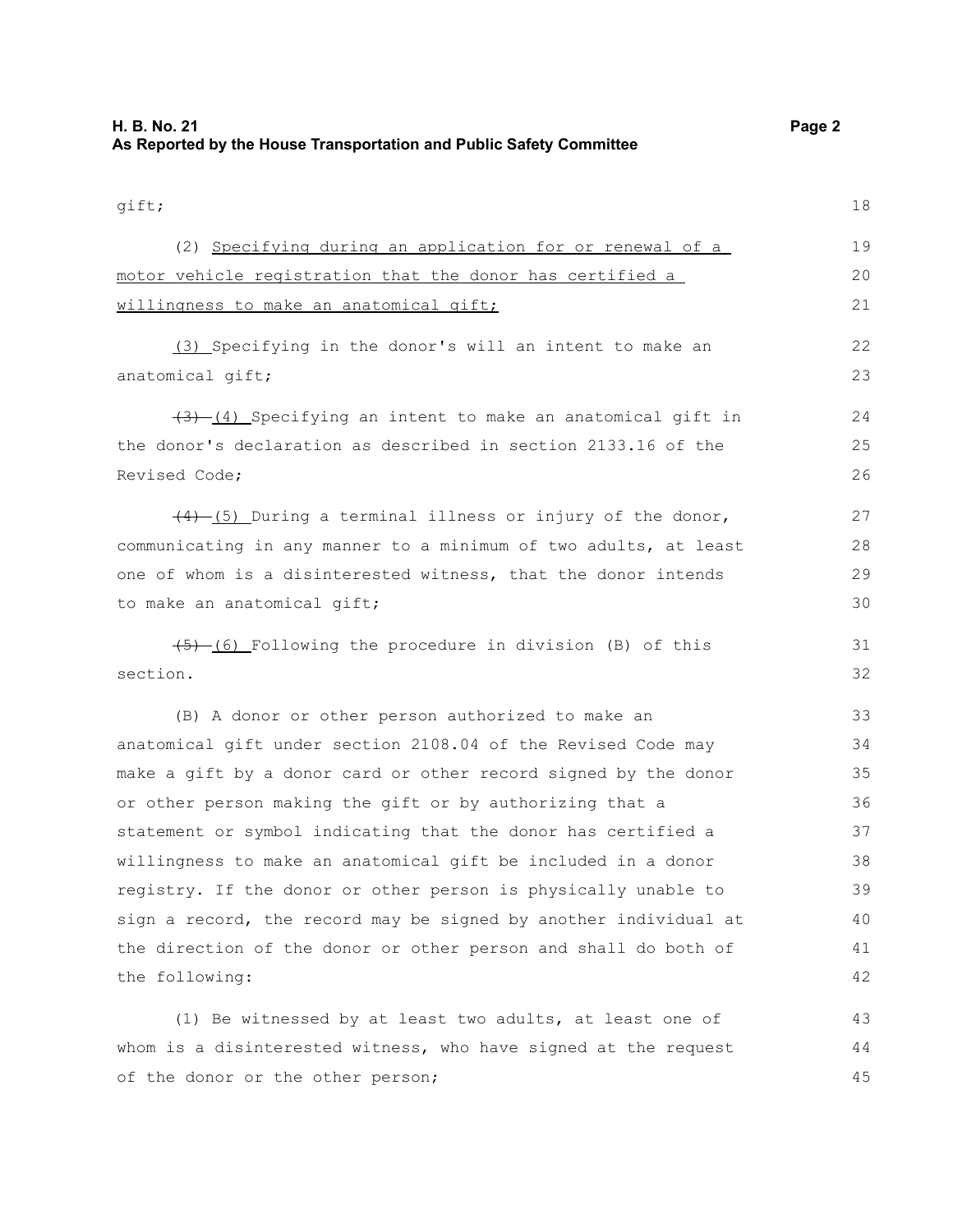gift;

(2) Specifying during an application for or renewal of a motor vehicle registration that the donor has certified a willingness to make an anatomical gift;

(3) Specifying in the donor's will an intent to make an anatomical gift;

~~(3)~~ (4) Specifying an intent to make an anatomical gift in the donor's declaration as described in section 2133.16 of the Revised Code;

~~(4)~~ (5) During a terminal illness or injury of the donor, communicating in any manner to a minimum of two adults, at least one of whom is a disinterested witness, that the donor intends to make an anatomical gift;

~~(5)~~ (6) Following the procedure in division (B) of this section.

(B) A donor or other person authorized to make an anatomical gift under section 2108.04 of the Revised Code may make a gift by a donor card or other record signed by the donor or other person making the gift or by authorizing that a statement or symbol indicating that the donor has certified a willingness to make an anatomical gift be included in a donor registry. If the donor or other person is physically unable to sign a record, the record may be signed by another individual at the direction of the donor or other person and shall do both of the following:

(1) Be witnessed by at least two adults, at least one of whom is a disinterested witness, who have signed at the request of the donor or the other person;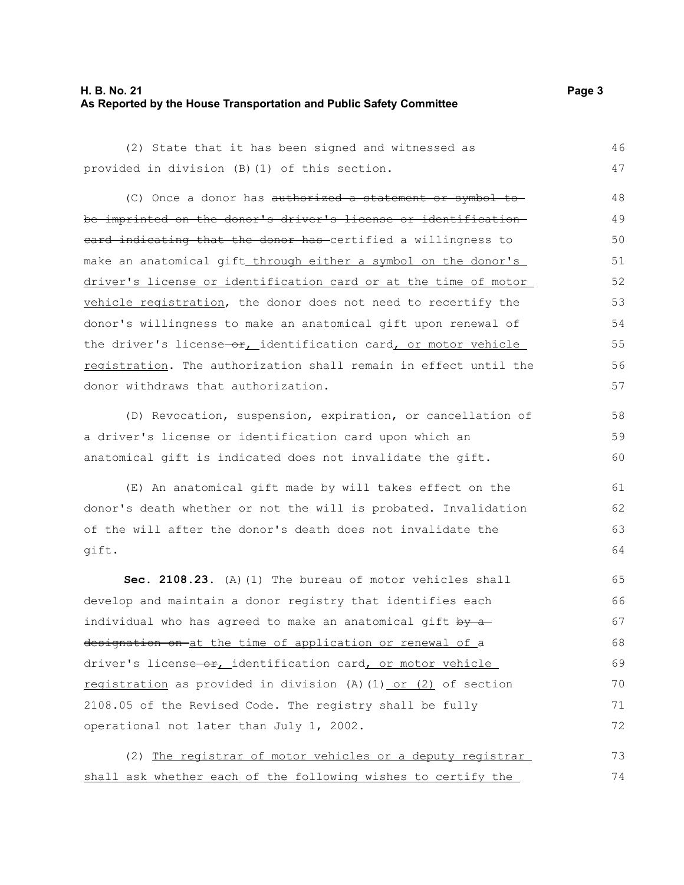(2) State that it has been signed and witnessed as provided in division (B)(1) of this section.

(C) Once a donor has ~~authorized a statement or symbol to be imprinted on the donor's driver's license or identification card indicating that the donor has~~ certified a willingness to make an anatomical gift<u> through either a symbol on the donor's driver's license or identification card or at the time of motor vehicle registration</u>, the donor does not need to recertify the donor's willingness to make an anatomical gift upon renewal of the driver's license~~ or~~<u>,</u> identification card<u>, or motor vehicle registration</u>. The authorization shall remain in effect until the donor withdraws that authorization.

(D) Revocation, suspension, expiration, or cancellation of a driver's license or identification card upon which an anatomical gift is indicated does not invalidate the gift.

(E) An anatomical gift made by will takes effect on the donor's death whether or not the will is probated. Invalidation of the will after the donor's death does not invalidate the gift.

**Sec. 2108.23.** (A)(1) The bureau of motor vehicles shall develop and maintain a donor registry that identifies each individual who has agreed to make an anatomical gift ~~by a designation on~~ <u>at the time of application or renewal of</u> a driver's license~~ or~~<u>,</u> identification card<u>, or motor vehicle registration</u> as provided in division (A)(1)<u> or (2)</u> of section 2108.05 of the Revised Code. The registry shall be fully operational not later than July 1, 2002.

(2) <u>The registrar of motor vehicles or a deputy registrar shall ask whether each of the following wishes to certify the</u>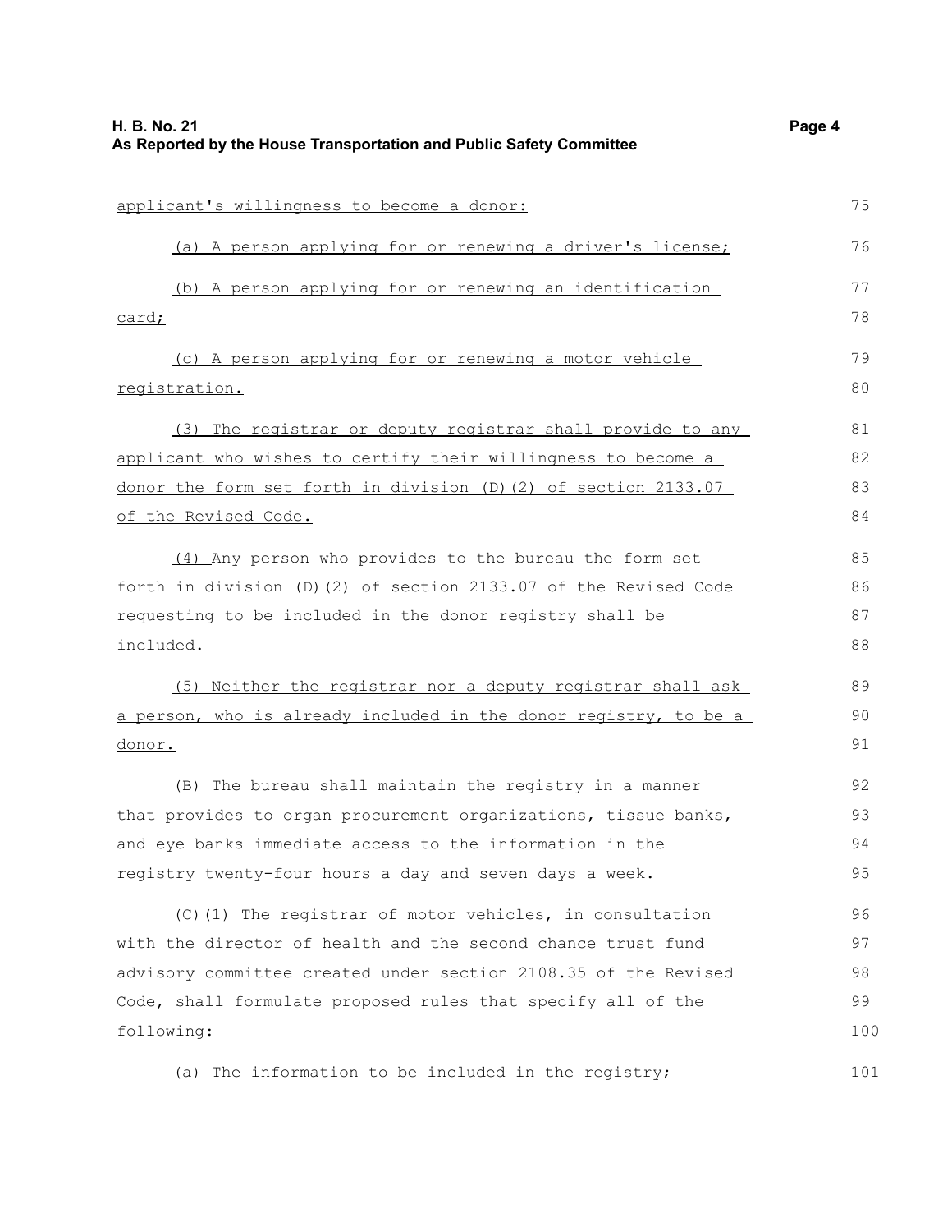applicant's willingness to become a donor:

(a) A person applying for or renewing a driver's license;

(b) A person applying for or renewing an identification card;

(c) A person applying for or renewing a motor vehicle registration.

(3) The registrar or deputy registrar shall provide to any applicant who wishes to certify their willingness to become a donor the form set forth in division (D)(2) of section 2133.07 of the Revised Code.

(4) Any person who provides to the bureau the form set forth in division (D)(2) of section 2133.07 of the Revised Code requesting to be included in the donor registry shall be included.

(5) Neither the registrar nor a deputy registrar shall ask a person, who is already included in the donor registry, to be a donor.

(B) The bureau shall maintain the registry in a manner that provides to organ procurement organizations, tissue banks, and eye banks immediate access to the information in the registry twenty-four hours a day and seven days a week.

(C)(1) The registrar of motor vehicles, in consultation with the director of health and the second chance trust fund advisory committee created under section 2108.35 of the Revised Code, shall formulate proposed rules that specify all of the following:

(a) The information to be included in the registry;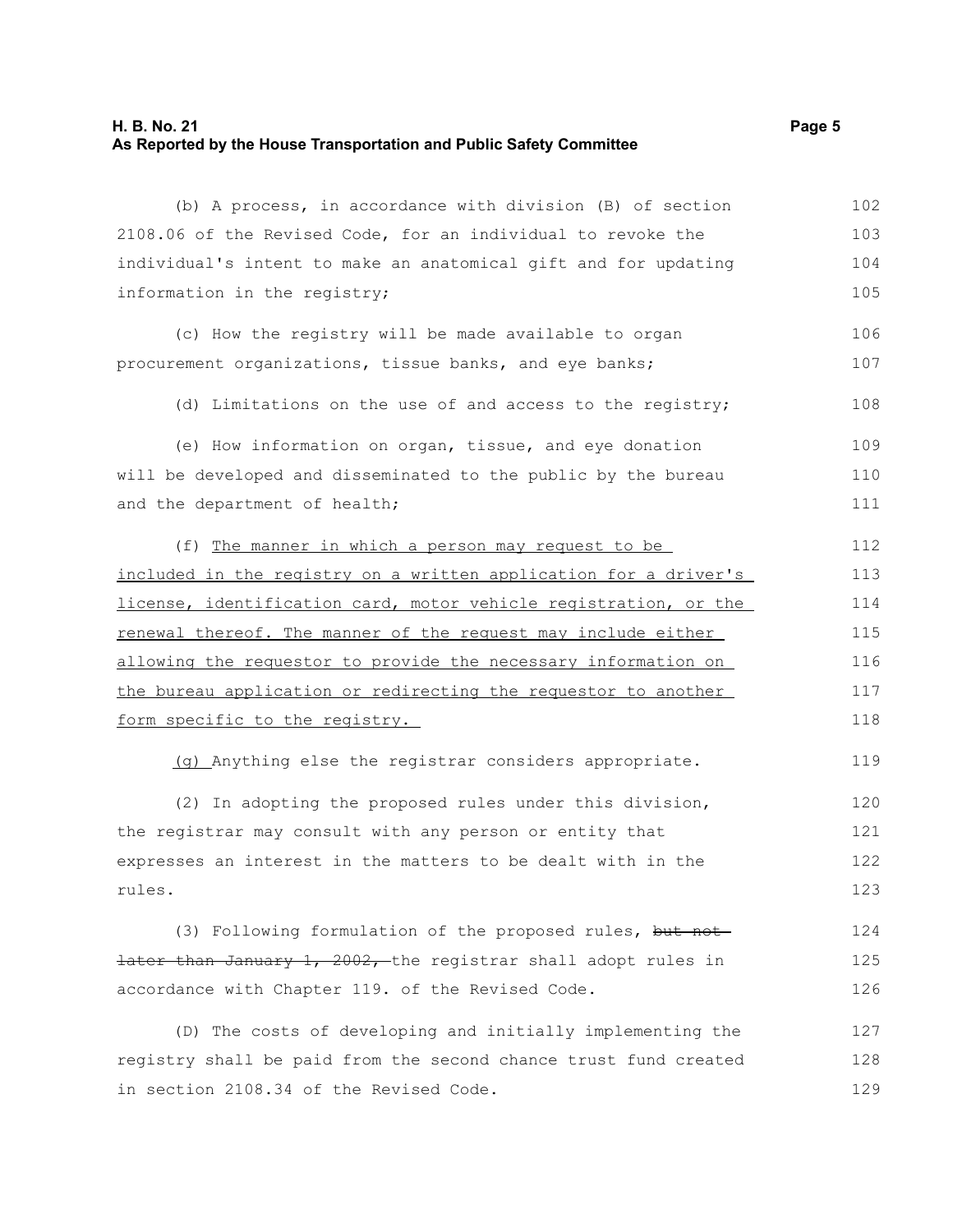(b) A process, in accordance with division (B) of section 2108.06 of the Revised Code, for an individual to revoke the individual's intent to make an anatomical gift and for updating information in the registry;

(c) How the registry will be made available to organ procurement organizations, tissue banks, and eye banks;

(d) Limitations on the use of and access to the registry;

(e) How information on organ, tissue, and eye donation will be developed and disseminated to the public by the bureau and the department of health;

(f) <u>The manner in which a person may request to be included in the registry on a written application for a driver's license, identification card, motor vehicle registration, or the renewal thereof. The manner of the request may include either allowing the requestor to provide the necessary information on the bureau application or redirecting the requestor to another form specific to the registry.</u>

<u>(g)</u> Anything else the registrar considers appropriate.

(2) In adopting the proposed rules under this division, the registrar may consult with any person or entity that expresses an interest in the matters to be dealt with in the rules.

(3) Following formulation of the proposed rules, ~~but not later than January 1, 2002,~~ the registrar shall adopt rules in accordance with Chapter 119. of the Revised Code.

(D) The costs of developing and initially implementing the registry shall be paid from the second chance trust fund created in section 2108.34 of the Revised Code.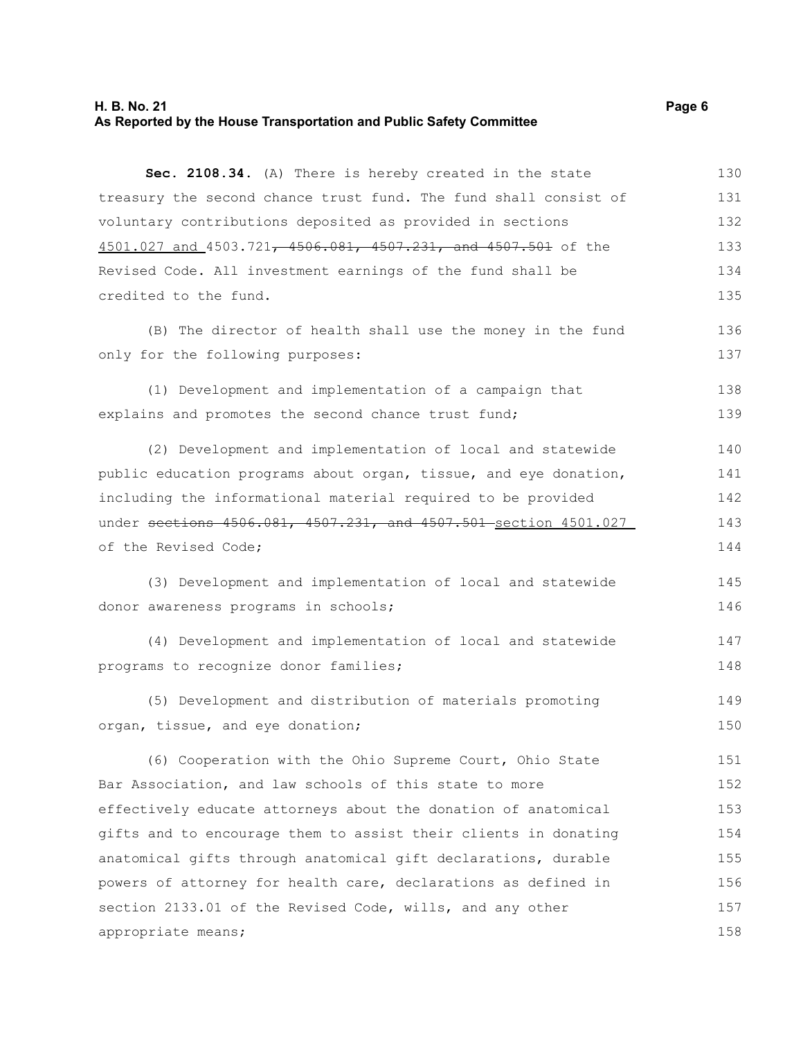**Sec. 2108.34.** (A) There is hereby created in the state treasury the second chance trust fund. The fund shall consist of voluntary contributions deposited as provided in sections 4501.027 and 4503.721~~, 4506.081, 4507.231, and 4507.501~~ of the Revised Code. All investment earnings of the fund shall be credited to the fund.

(B) The director of health shall use the money in the fund only for the following purposes:

(1) Development and implementation of a campaign that explains and promotes the second chance trust fund;

(2) Development and implementation of local and statewide public education programs about organ, tissue, and eye donation, including the informational material required to be provided under ~~sections 4506.081, 4507.231, and 4507.501~~ section 4501.027 of the Revised Code;

(3) Development and implementation of local and statewide donor awareness programs in schools;

(4) Development and implementation of local and statewide programs to recognize donor families;

(5) Development and distribution of materials promoting organ, tissue, and eye donation;

(6) Cooperation with the Ohio Supreme Court, Ohio State Bar Association, and law schools of this state to more effectively educate attorneys about the donation of anatomical gifts and to encourage them to assist their clients in donating anatomical gifts through anatomical gift declarations, durable powers of attorney for health care, declarations as defined in section 2133.01 of the Revised Code, wills, and any other appropriate means;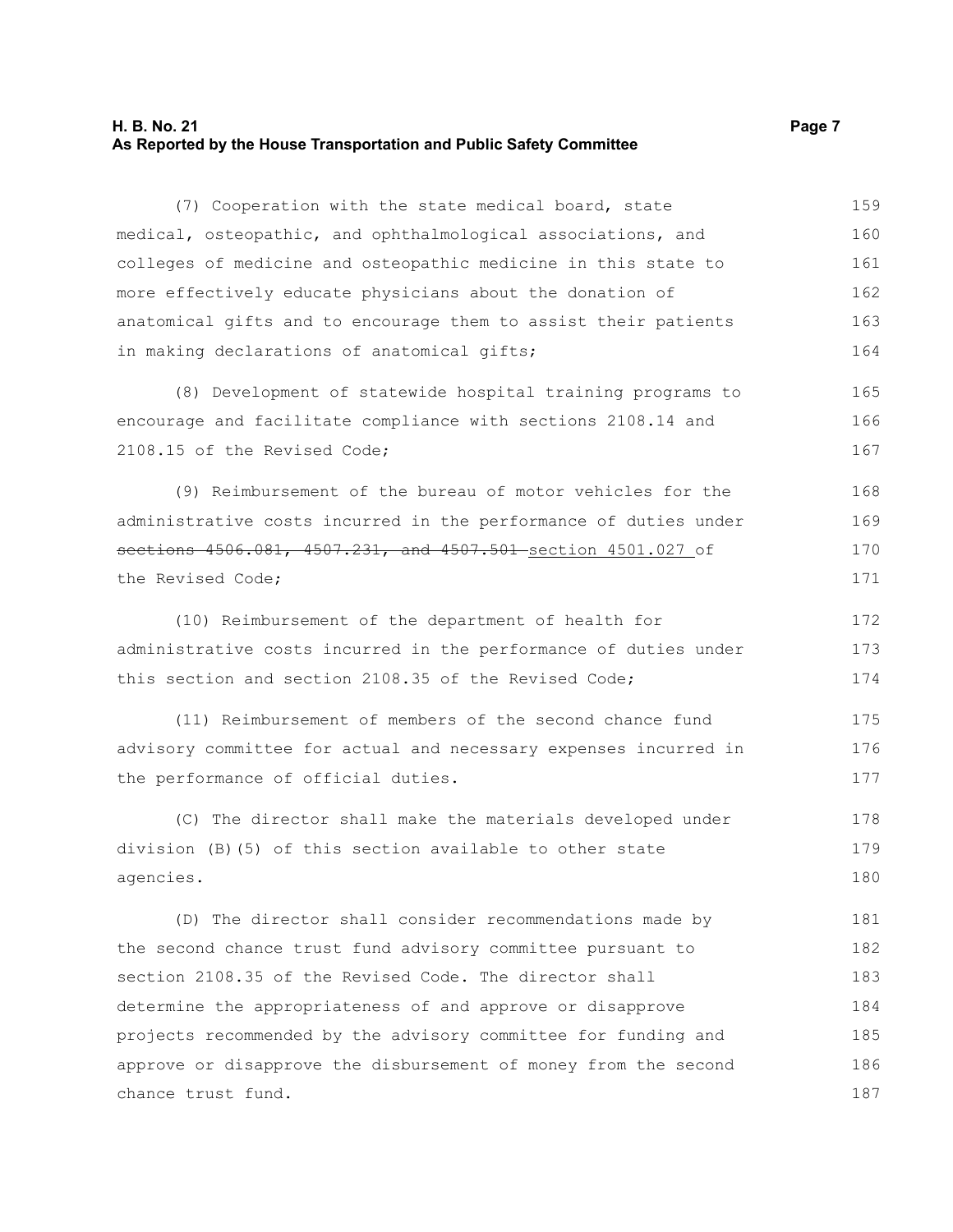(7) Cooperation with the state medical board, state medical, osteopathic, and ophthalmological associations, and colleges of medicine and osteopathic medicine in this state to more effectively educate physicians about the donation of anatomical gifts and to encourage them to assist their patients in making declarations of anatomical gifts;

(8) Development of statewide hospital training programs to encourage and facilitate compliance with sections 2108.14 and 2108.15 of the Revised Code;

(9) Reimbursement of the bureau of motor vehicles for the administrative costs incurred in the performance of duties under ~~sections 4506.081, 4507.231, and 4507.501~~ section 4501.027 of the Revised Code;

(10) Reimbursement of the department of health for administrative costs incurred in the performance of duties under this section and section 2108.35 of the Revised Code;

(11) Reimbursement of members of the second chance fund advisory committee for actual and necessary expenses incurred in the performance of official duties.

(C) The director shall make the materials developed under division (B)(5) of this section available to other state agencies.

(D) The director shall consider recommendations made by the second chance trust fund advisory committee pursuant to section 2108.35 of the Revised Code. The director shall determine the appropriateness of and approve or disapprove projects recommended by the advisory committee for funding and approve or disapprove the disbursement of money from the second chance trust fund.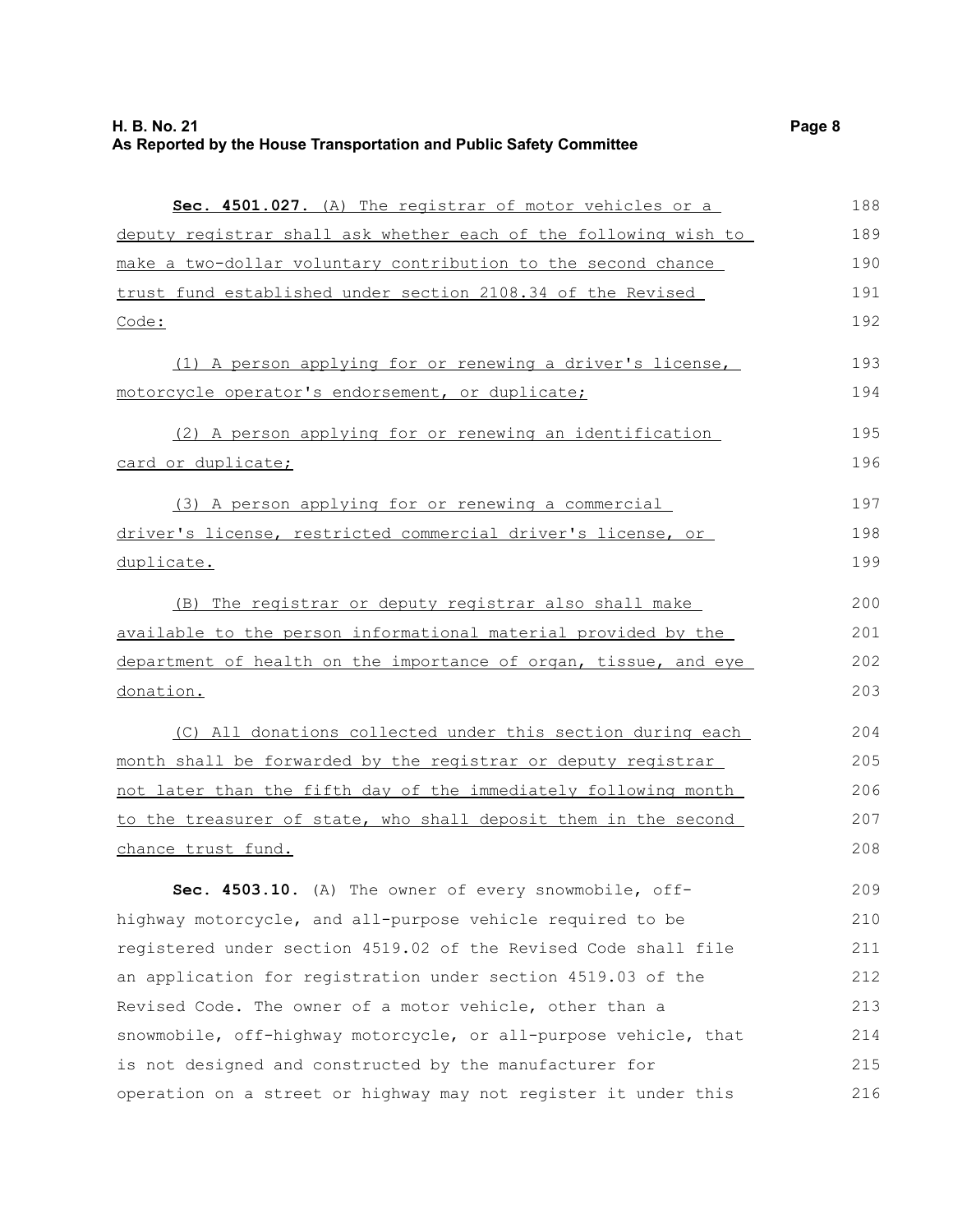**Sec. 4501.027.** (A) The registrar of motor vehicles or a deputy registrar shall ask whether each of the following wish to make a two-dollar voluntary contribution to the second chance trust fund established under section 2108.34 of the Revised Code:

(1) A person applying for or renewing a driver's license, motorcycle operator's endorsement, or duplicate;

(2) A person applying for or renewing an identification card or duplicate;

(3) A person applying for or renewing a commercial driver's license, restricted commercial driver's license, or duplicate.

(B) The registrar or deputy registrar also shall make available to the person informational material provided by the department of health on the importance of organ, tissue, and eye donation.

(C) All donations collected under this section during each month shall be forwarded by the registrar or deputy registrar not later than the fifth day of the immediately following month to the treasurer of state, who shall deposit them in the second chance trust fund.

**Sec. 4503.10.** (A) The owner of every snowmobile, off-highway motorcycle, and all-purpose vehicle required to be registered under section 4519.02 of the Revised Code shall file an application for registration under section 4519.03 of the Revised Code. The owner of a motor vehicle, other than a snowmobile, off-highway motorcycle, or all-purpose vehicle, that is not designed and constructed by the manufacturer for operation on a street or highway may not register it under this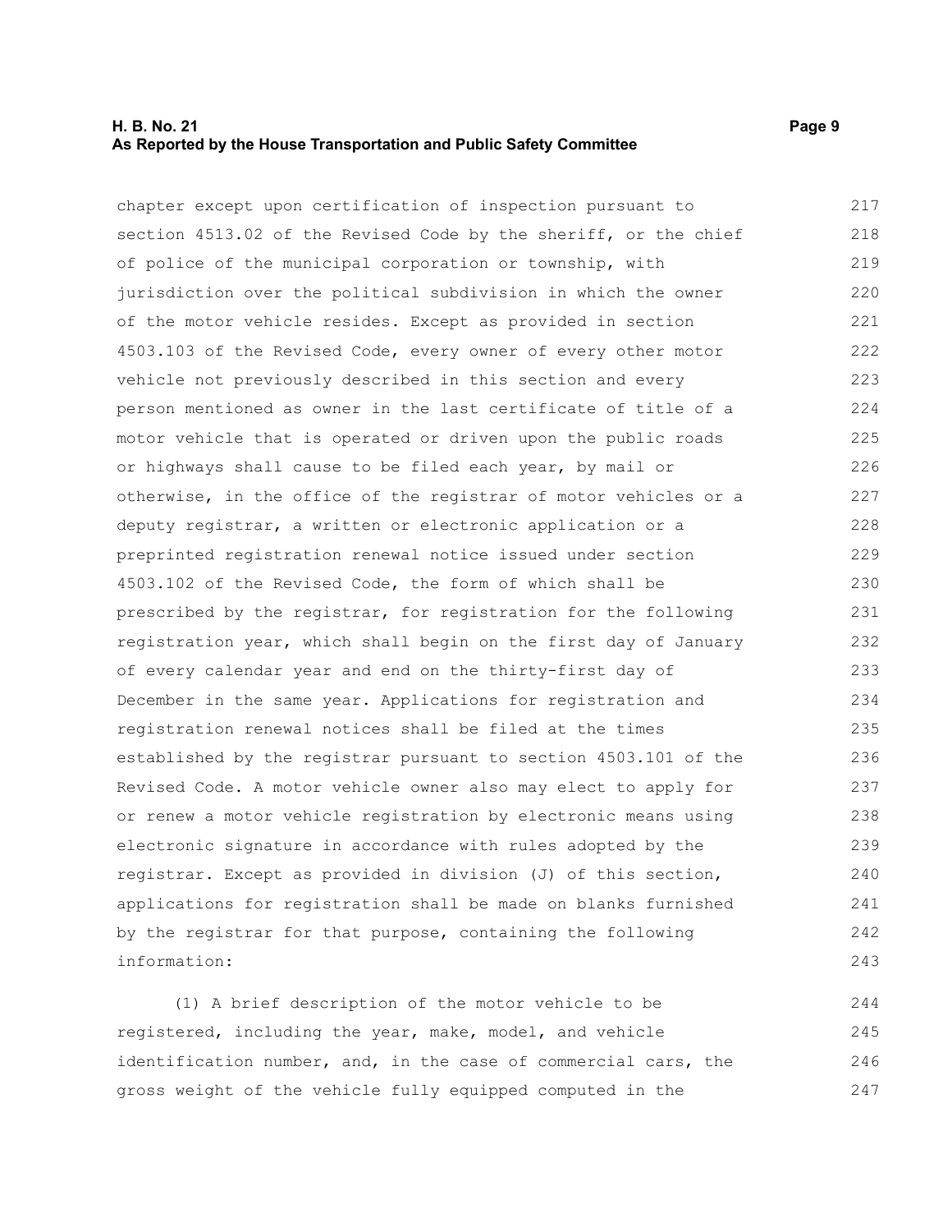chapter except upon certification of inspection pursuant to section 4513.02 of the Revised Code by the sheriff, or the chief of police of the municipal corporation or township, with jurisdiction over the political subdivision in which the owner of the motor vehicle resides. Except as provided in section 4503.103 of the Revised Code, every owner of every other motor vehicle not previously described in this section and every person mentioned as owner in the last certificate of title of a motor vehicle that is operated or driven upon the public roads or highways shall cause to be filed each year, by mail or otherwise, in the office of the registrar of motor vehicles or a deputy registrar, a written or electronic application or a preprinted registration renewal notice issued under section 4503.102 of the Revised Code, the form of which shall be prescribed by the registrar, for registration for the following registration year, which shall begin on the first day of January of every calendar year and end on the thirty-first day of December in the same year. Applications for registration and registration renewal notices shall be filed at the times established by the registrar pursuant to section 4503.101 of the Revised Code. A motor vehicle owner also may elect to apply for or renew a motor vehicle registration by electronic means using electronic signature in accordance with rules adopted by the registrar. Except as provided in division (J) of this section, applications for registration shall be made on blanks furnished by the registrar for that purpose, containing the following information:

(1) A brief description of the motor vehicle to be registered, including the year, make, model, and vehicle identification number, and, in the case of commercial cars, the gross weight of the vehicle fully equipped computed in the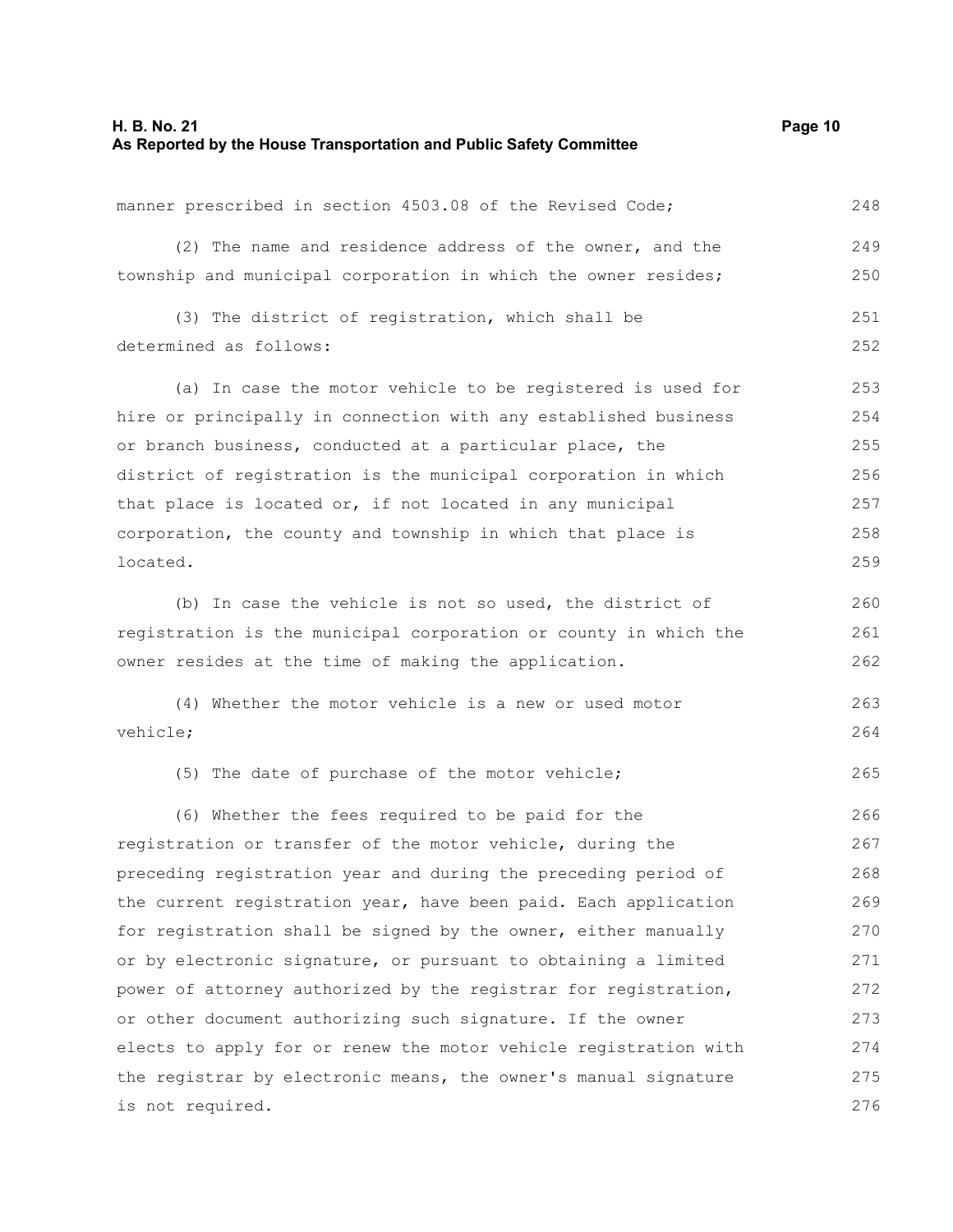manner prescribed in section 4503.08 of the Revised Code;

(2) The name and residence address of the owner, and the township and municipal corporation in which the owner resides;

(3) The district of registration, which shall be determined as follows:

(a) In case the motor vehicle to be registered is used for hire or principally in connection with any established business or branch business, conducted at a particular place, the district of registration is the municipal corporation in which that place is located or, if not located in any municipal corporation, the county and township in which that place is located.

(b) In case the vehicle is not so used, the district of registration is the municipal corporation or county in which the owner resides at the time of making the application.

(4) Whether the motor vehicle is a new or used motor vehicle;

(5) The date of purchase of the motor vehicle;

(6) Whether the fees required to be paid for the registration or transfer of the motor vehicle, during the preceding registration year and during the preceding period of the current registration year, have been paid. Each application for registration shall be signed by the owner, either manually or by electronic signature, or pursuant to obtaining a limited power of attorney authorized by the registrar for registration, or other document authorizing such signature. If the owner elects to apply for or renew the motor vehicle registration with the registrar by electronic means, the owner's manual signature is not required.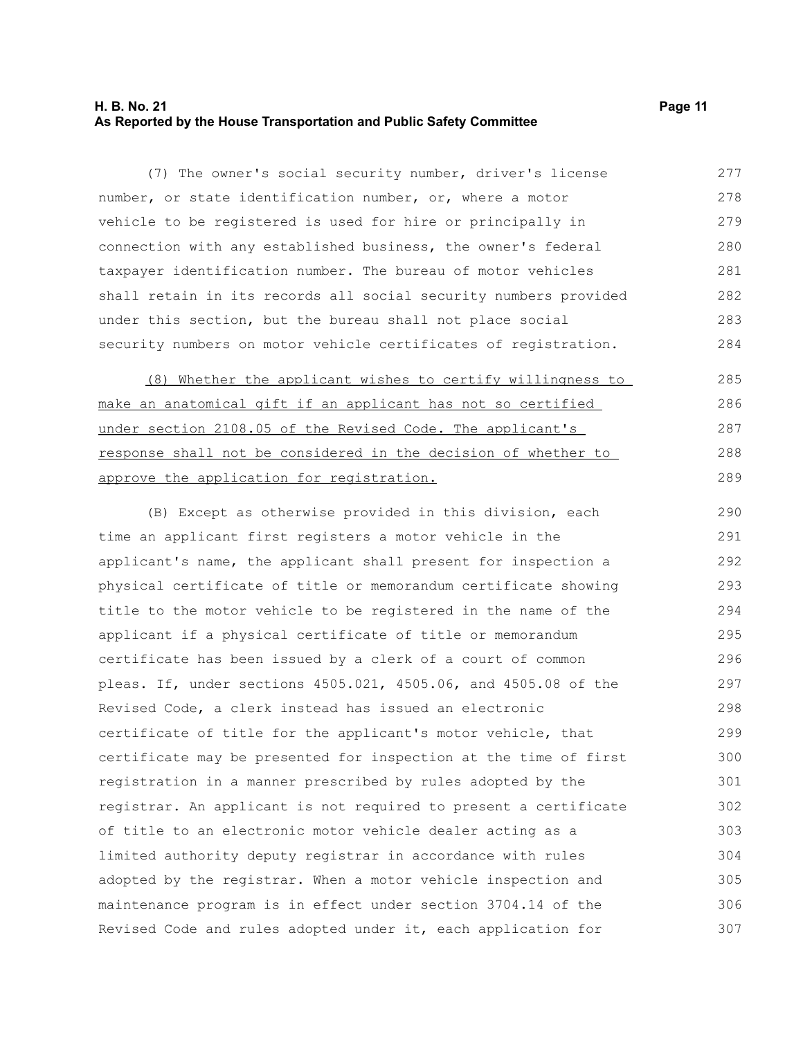(7) The owner's social security number, driver's license number, or state identification number, or, where a motor vehicle to be registered is used for hire or principally in connection with any established business, the owner's federal taxpayer identification number. The bureau of motor vehicles shall retain in its records all social security numbers provided under this section, but the bureau shall not place social security numbers on motor vehicle certificates of registration.

<u>(8) Whether the applicant wishes to certify willingness to make an anatomical gift if an applicant has not so certified under section 2108.05 of the Revised Code. The applicant's response shall not be considered in the decision of whether to approve the application for registration.</u>

(B) Except as otherwise provided in this division, each time an applicant first registers a motor vehicle in the applicant's name, the applicant shall present for inspection a physical certificate of title or memorandum certificate showing title to the motor vehicle to be registered in the name of the applicant if a physical certificate of title or memorandum certificate has been issued by a clerk of a court of common pleas. If, under sections 4505.021, 4505.06, and 4505.08 of the Revised Code, a clerk instead has issued an electronic certificate of title for the applicant's motor vehicle, that certificate may be presented for inspection at the time of first registration in a manner prescribed by rules adopted by the registrar. An applicant is not required to present a certificate of title to an electronic motor vehicle dealer acting as a limited authority deputy registrar in accordance with rules adopted by the registrar. When a motor vehicle inspection and maintenance program is in effect under section 3704.14 of the Revised Code and rules adopted under it, each application for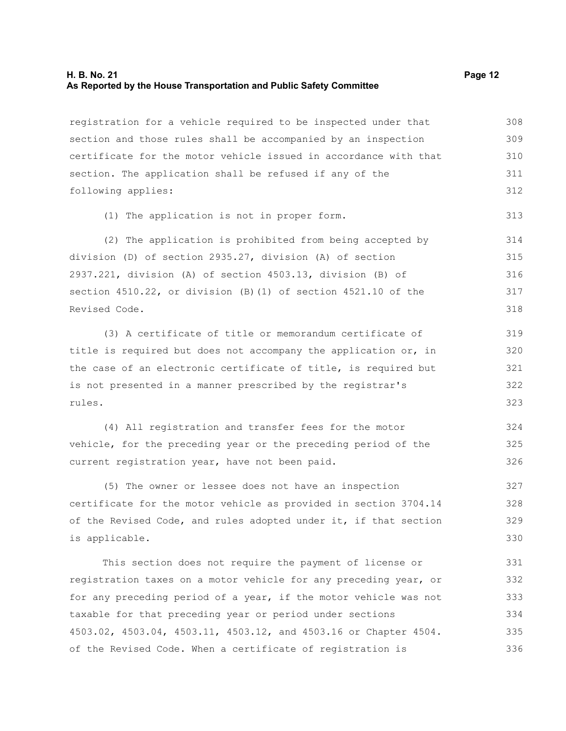registration for a vehicle required to be inspected under that section and those rules shall be accompanied by an inspection certificate for the motor vehicle issued in accordance with that section. The application shall be refused if any of the following applies:

(1) The application is not in proper form.

(2) The application is prohibited from being accepted by division (D) of section 2935.27, division (A) of section 2937.221, division (A) of section 4503.13, division (B) of section 4510.22, or division (B)(1) of section 4521.10 of the Revised Code.

(3) A certificate of title or memorandum certificate of title is required but does not accompany the application or, in the case of an electronic certificate of title, is required but is not presented in a manner prescribed by the registrar's rules.

(4) All registration and transfer fees for the motor vehicle, for the preceding year or the preceding period of the current registration year, have not been paid.

(5) The owner or lessee does not have an inspection certificate for the motor vehicle as provided in section 3704.14 of the Revised Code, and rules adopted under it, if that section is applicable.

This section does not require the payment of license or registration taxes on a motor vehicle for any preceding year, or for any preceding period of a year, if the motor vehicle was not taxable for that preceding year or period under sections 4503.02, 4503.04, 4503.11, 4503.12, and 4503.16 or Chapter 4504. of the Revised Code. When a certificate of registration is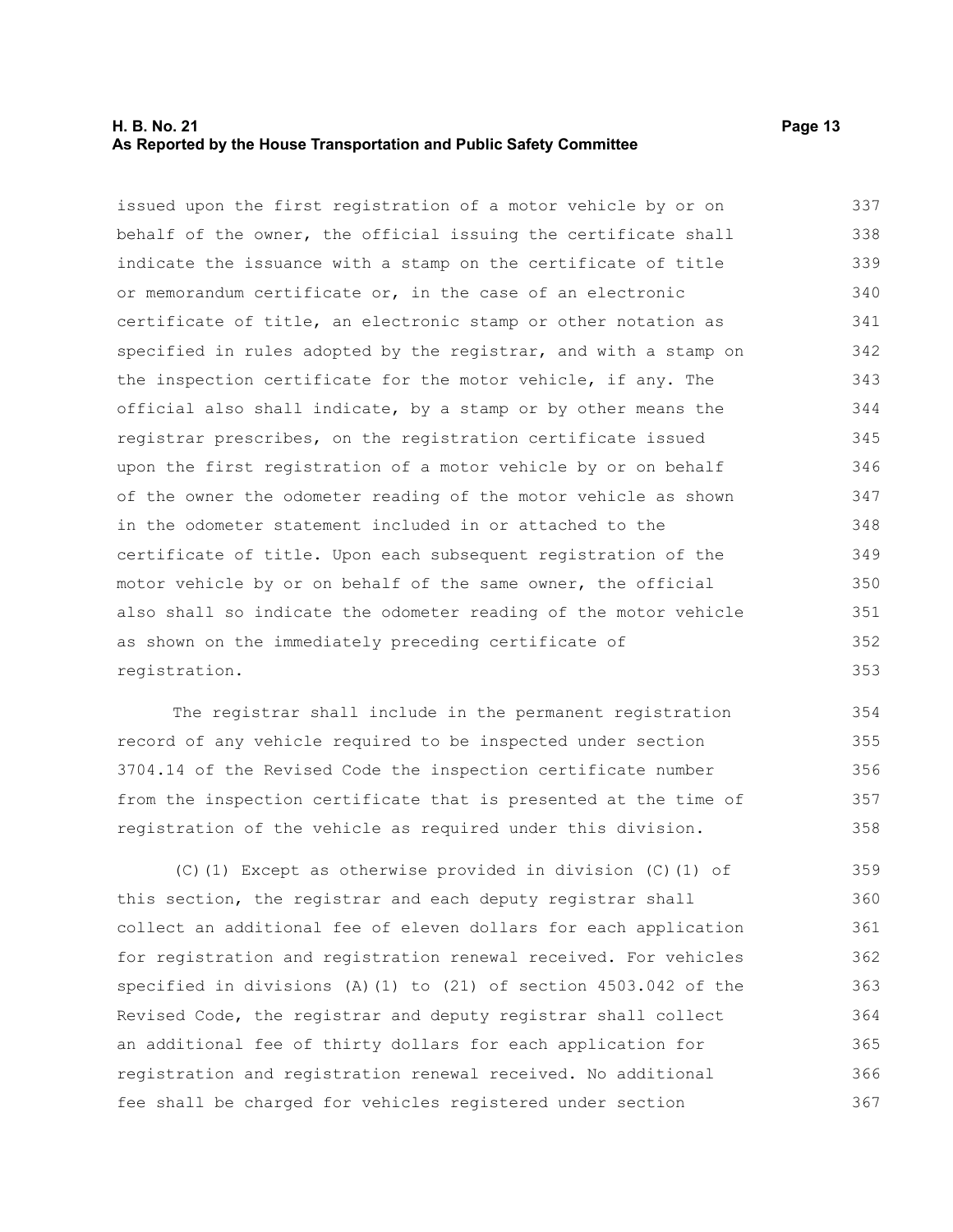issued upon the first registration of a motor vehicle by or on behalf of the owner, the official issuing the certificate shall indicate the issuance with a stamp on the certificate of title or memorandum certificate or, in the case of an electronic certificate of title, an electronic stamp or other notation as specified in rules adopted by the registrar, and with a stamp on the inspection certificate for the motor vehicle, if any. The official also shall indicate, by a stamp or by other means the registrar prescribes, on the registration certificate issued upon the first registration of a motor vehicle by or on behalf of the owner the odometer reading of the motor vehicle as shown in the odometer statement included in or attached to the certificate of title. Upon each subsequent registration of the motor vehicle by or on behalf of the same owner, the official also shall so indicate the odometer reading of the motor vehicle as shown on the immediately preceding certificate of registration.

The registrar shall include in the permanent registration record of any vehicle required to be inspected under section 3704.14 of the Revised Code the inspection certificate number from the inspection certificate that is presented at the time of registration of the vehicle as required under this division.

(C)(1) Except as otherwise provided in division (C)(1) of this section, the registrar and each deputy registrar shall collect an additional fee of eleven dollars for each application for registration and registration renewal received. For vehicles specified in divisions (A)(1) to (21) of section 4503.042 of the Revised Code, the registrar and deputy registrar shall collect an additional fee of thirty dollars for each application for registration and registration renewal received. No additional fee shall be charged for vehicles registered under section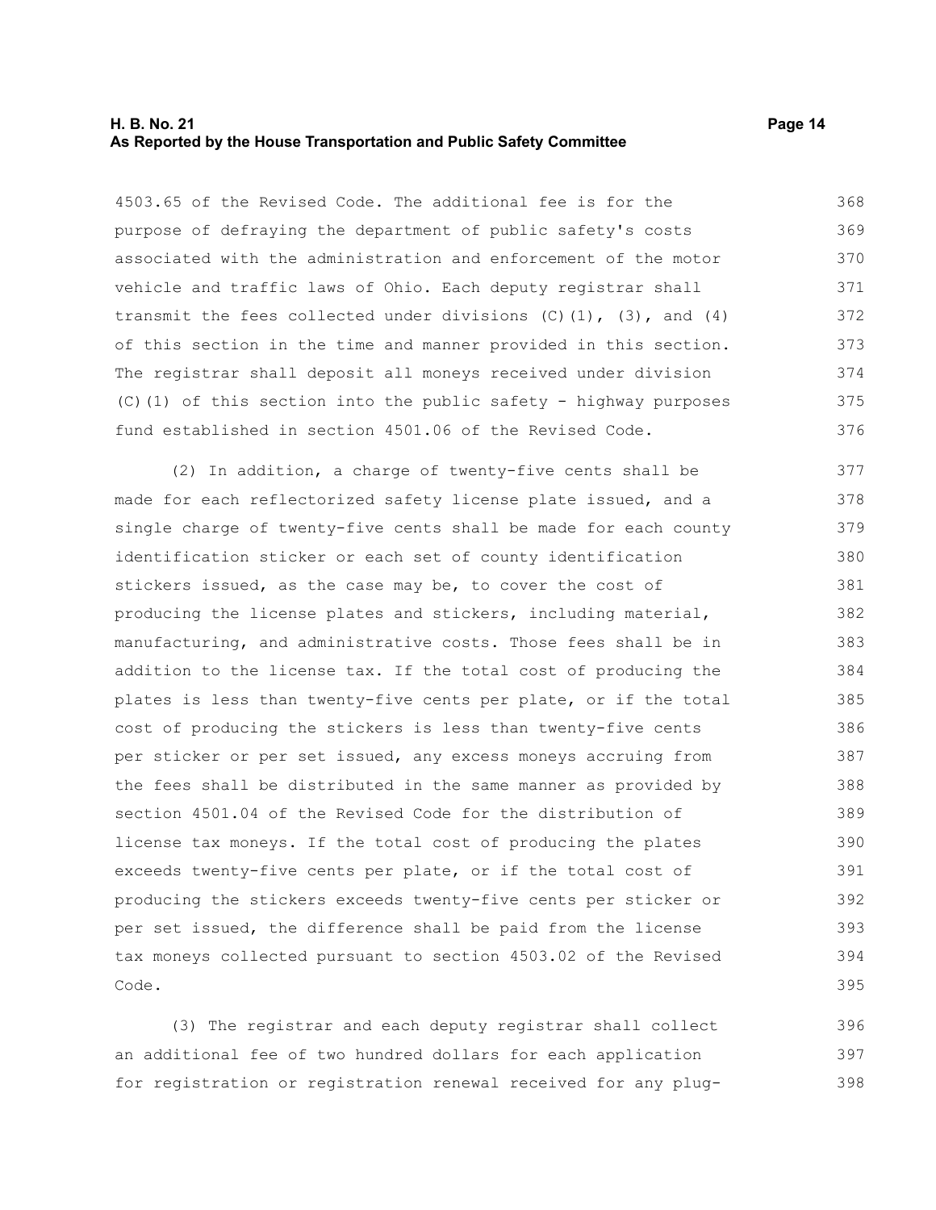4503.65 of the Revised Code. The additional fee is for the purpose of defraying the department of public safety's costs associated with the administration and enforcement of the motor vehicle and traffic laws of Ohio. Each deputy registrar shall transmit the fees collected under divisions (C)(1), (3), and (4) of this section in the time and manner provided in this section. The registrar shall deposit all moneys received under division (C)(1) of this section into the public safety - highway purposes fund established in section 4501.06 of the Revised Code.

(2) In addition, a charge of twenty-five cents shall be made for each reflectorized safety license plate issued, and a single charge of twenty-five cents shall be made for each county identification sticker or each set of county identification stickers issued, as the case may be, to cover the cost of producing the license plates and stickers, including material, manufacturing, and administrative costs. Those fees shall be in addition to the license tax. If the total cost of producing the plates is less than twenty-five cents per plate, or if the total cost of producing the stickers is less than twenty-five cents per sticker or per set issued, any excess moneys accruing from the fees shall be distributed in the same manner as provided by section 4501.04 of the Revised Code for the distribution of license tax moneys. If the total cost of producing the plates exceeds twenty-five cents per plate, or if the total cost of producing the stickers exceeds twenty-five cents per sticker or per set issued, the difference shall be paid from the license tax moneys collected pursuant to section 4503.02 of the Revised Code.

(3) The registrar and each deputy registrar shall collect an additional fee of two hundred dollars for each application for registration or registration renewal received for any plug-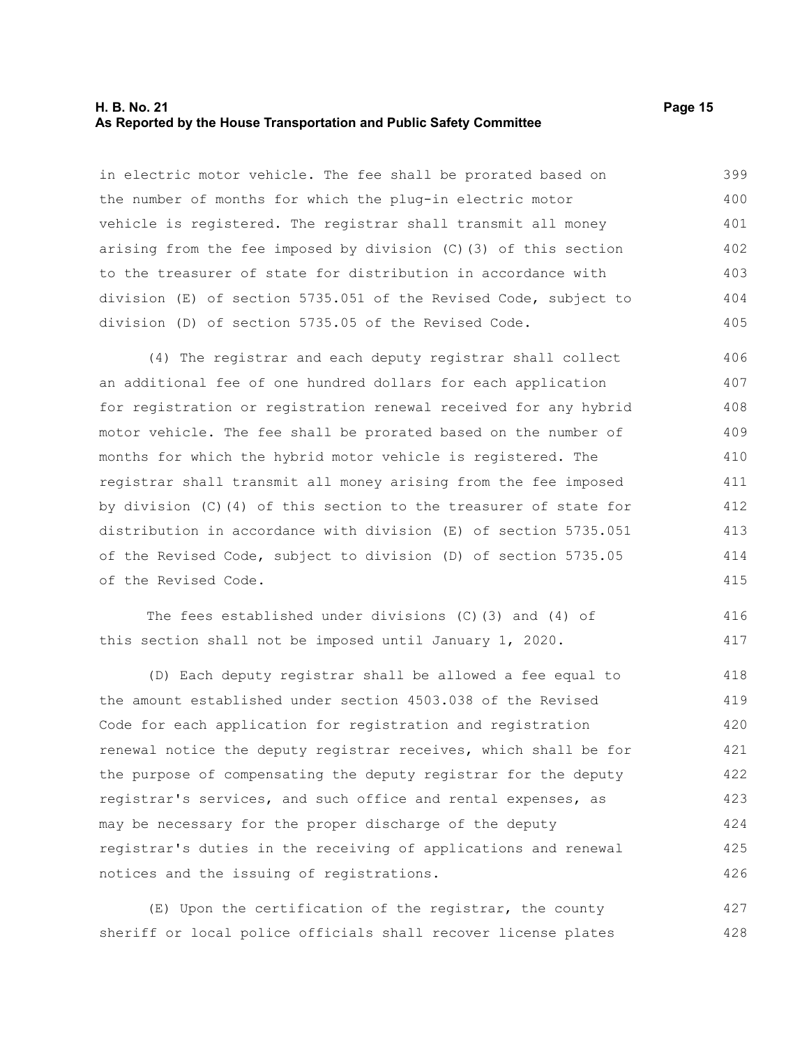in electric motor vehicle. The fee shall be prorated based on the number of months for which the plug-in electric motor vehicle is registered. The registrar shall transmit all money arising from the fee imposed by division (C)(3) of this section to the treasurer of state for distribution in accordance with division (E) of section 5735.051 of the Revised Code, subject to division (D) of section 5735.05 of the Revised Code.

(4) The registrar and each deputy registrar shall collect an additional fee of one hundred dollars for each application for registration or registration renewal received for any hybrid motor vehicle. The fee shall be prorated based on the number of months for which the hybrid motor vehicle is registered. The registrar shall transmit all money arising from the fee imposed by division (C)(4) of this section to the treasurer of state for distribution in accordance with division (E) of section 5735.051 of the Revised Code, subject to division (D) of section 5735.05 of the Revised Code.

The fees established under divisions (C)(3) and (4) of this section shall not be imposed until January 1, 2020.

(D) Each deputy registrar shall be allowed a fee equal to the amount established under section 4503.038 of the Revised Code for each application for registration and registration renewal notice the deputy registrar receives, which shall be for the purpose of compensating the deputy registrar for the deputy registrar's services, and such office and rental expenses, as may be necessary for the proper discharge of the deputy registrar's duties in the receiving of applications and renewal notices and the issuing of registrations.

(E) Upon the certification of the registrar, the county sheriff or local police officials shall recover license plates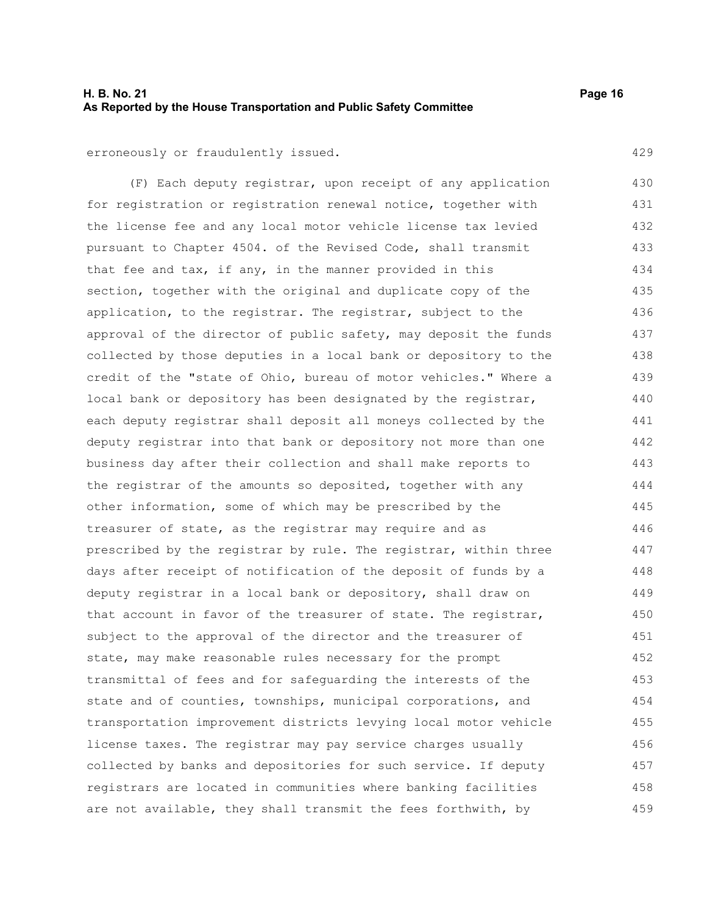erroneously or fraudulently issued.

(F) Each deputy registrar, upon receipt of any application for registration or registration renewal notice, together with the license fee and any local motor vehicle license tax levied pursuant to Chapter 4504. of the Revised Code, shall transmit that fee and tax, if any, in the manner provided in this section, together with the original and duplicate copy of the application, to the registrar. The registrar, subject to the approval of the director of public safety, may deposit the funds collected by those deputies in a local bank or depository to the credit of the "state of Ohio, bureau of motor vehicles." Where a local bank or depository has been designated by the registrar, each deputy registrar shall deposit all moneys collected by the deputy registrar into that bank or depository not more than one business day after their collection and shall make reports to the registrar of the amounts so deposited, together with any other information, some of which may be prescribed by the treasurer of state, as the registrar may require and as prescribed by the registrar by rule. The registrar, within three days after receipt of notification of the deposit of funds by a deputy registrar in a local bank or depository, shall draw on that account in favor of the treasurer of state. The registrar, subject to the approval of the director and the treasurer of state, may make reasonable rules necessary for the prompt transmittal of fees and for safeguarding the interests of the state and of counties, townships, municipal corporations, and transportation improvement districts levying local motor vehicle license taxes. The registrar may pay service charges usually collected by banks and depositories for such service. If deputy registrars are located in communities where banking facilities are not available, they shall transmit the fees forthwith, by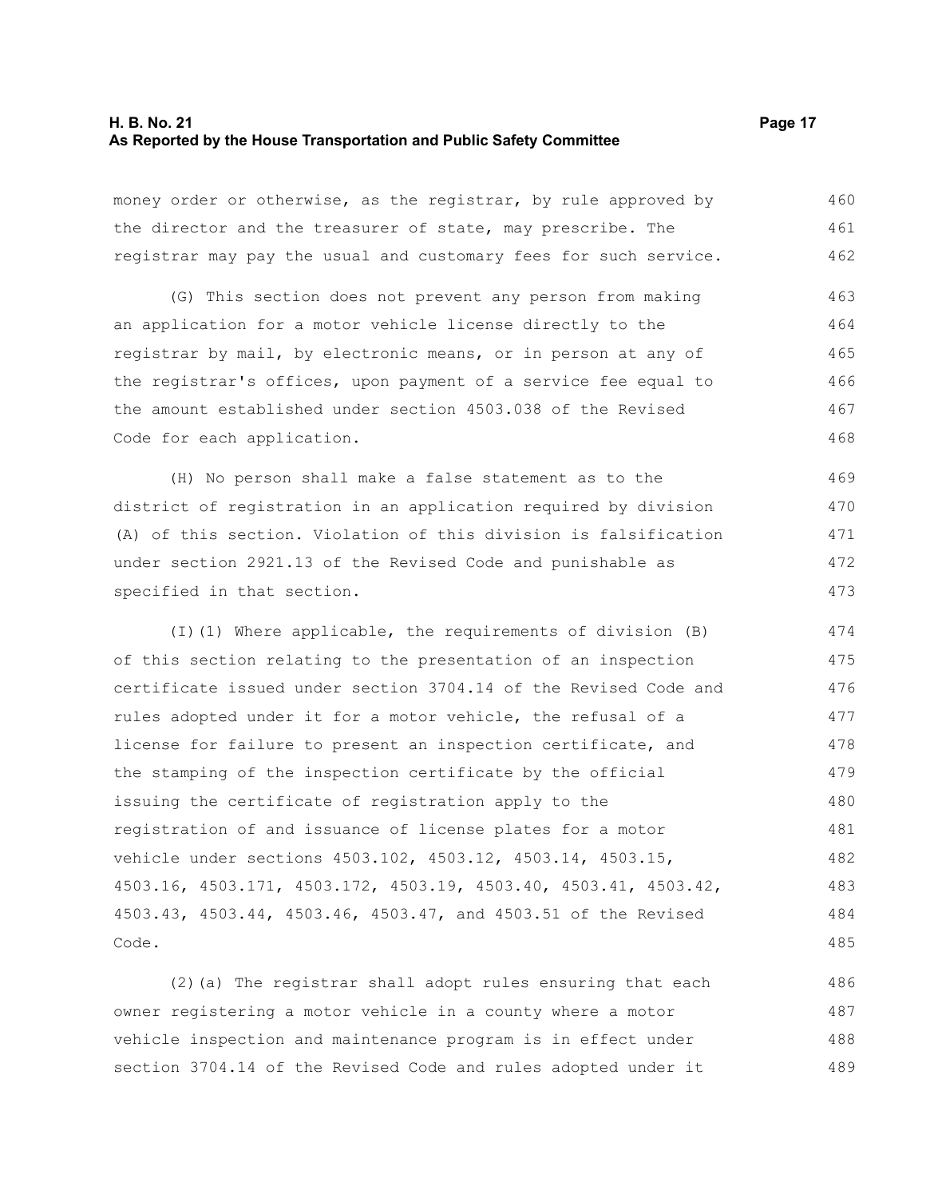money order or otherwise, as the registrar, by rule approved by the director and the treasurer of state, may prescribe. The registrar may pay the usual and customary fees for such service.

(G) This section does not prevent any person from making an application for a motor vehicle license directly to the registrar by mail, by electronic means, or in person at any of the registrar's offices, upon payment of a service fee equal to the amount established under section 4503.038 of the Revised Code for each application.

(H) No person shall make a false statement as to the district of registration in an application required by division (A) of this section. Violation of this division is falsification under section 2921.13 of the Revised Code and punishable as specified in that section.

(I)(1) Where applicable, the requirements of division (B) of this section relating to the presentation of an inspection certificate issued under section 3704.14 of the Revised Code and rules adopted under it for a motor vehicle, the refusal of a license for failure to present an inspection certificate, and the stamping of the inspection certificate by the official issuing the certificate of registration apply to the registration of and issuance of license plates for a motor vehicle under sections 4503.102, 4503.12, 4503.14, 4503.15, 4503.16, 4503.171, 4503.172, 4503.19, 4503.40, 4503.41, 4503.42, 4503.43, 4503.44, 4503.46, 4503.47, and 4503.51 of the Revised Code.

(2)(a) The registrar shall adopt rules ensuring that each owner registering a motor vehicle in a county where a motor vehicle inspection and maintenance program is in effect under section 3704.14 of the Revised Code and rules adopted under it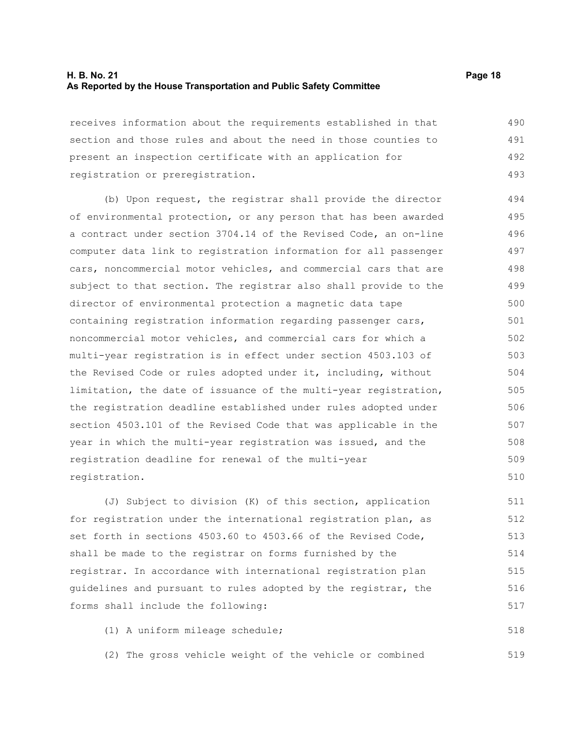receives information about the requirements established in that section and those rules and about the need in those counties to present an inspection certificate with an application for registration or preregistration.

(b) Upon request, the registrar shall provide the director of environmental protection, or any person that has been awarded a contract under section 3704.14 of the Revised Code, an on-line computer data link to registration information for all passenger cars, noncommercial motor vehicles, and commercial cars that are subject to that section. The registrar also shall provide to the director of environmental protection a magnetic data tape containing registration information regarding passenger cars, noncommercial motor vehicles, and commercial cars for which a multi-year registration is in effect under section 4503.103 of the Revised Code or rules adopted under it, including, without limitation, the date of issuance of the multi-year registration, the registration deadline established under rules adopted under section 4503.101 of the Revised Code that was applicable in the year in which the multi-year registration was issued, and the registration deadline for renewal of the multi-year registration.

(J) Subject to division (K) of this section, application for registration under the international registration plan, as set forth in sections 4503.60 to 4503.66 of the Revised Code, shall be made to the registrar on forms furnished by the registrar. In accordance with international registration plan guidelines and pursuant to rules adopted by the registrar, the forms shall include the following:

(1) A uniform mileage schedule;

(2) The gross vehicle weight of the vehicle or combined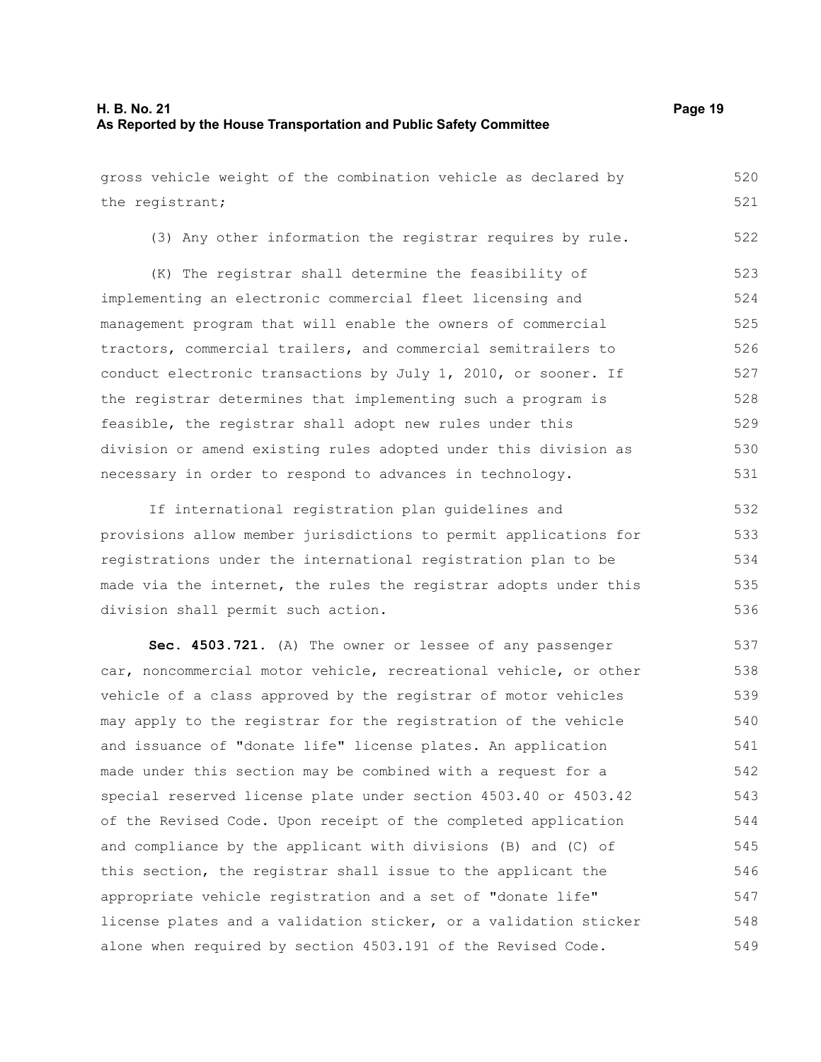gross vehicle weight of the combination vehicle as declared by the registrant;

(3) Any other information the registrar requires by rule.

(K) The registrar shall determine the feasibility of implementing an electronic commercial fleet licensing and management program that will enable the owners of commercial tractors, commercial trailers, and commercial semitrailers to conduct electronic transactions by July 1, 2010, or sooner. If the registrar determines that implementing such a program is feasible, the registrar shall adopt new rules under this division or amend existing rules adopted under this division as necessary in order to respond to advances in technology.

If international registration plan guidelines and provisions allow member jurisdictions to permit applications for registrations under the international registration plan to be made via the internet, the rules the registrar adopts under this division shall permit such action.

**Sec. 4503.721.** (A) The owner or lessee of any passenger car, noncommercial motor vehicle, recreational vehicle, or other vehicle of a class approved by the registrar of motor vehicles may apply to the registrar for the registration of the vehicle and issuance of "donate life" license plates. An application made under this section may be combined with a request for a special reserved license plate under section 4503.40 or 4503.42 of the Revised Code. Upon receipt of the completed application and compliance by the applicant with divisions (B) and (C) of this section, the registrar shall issue to the applicant the appropriate vehicle registration and a set of "donate life" license plates and a validation sticker, or a validation sticker alone when required by section 4503.191 of the Revised Code.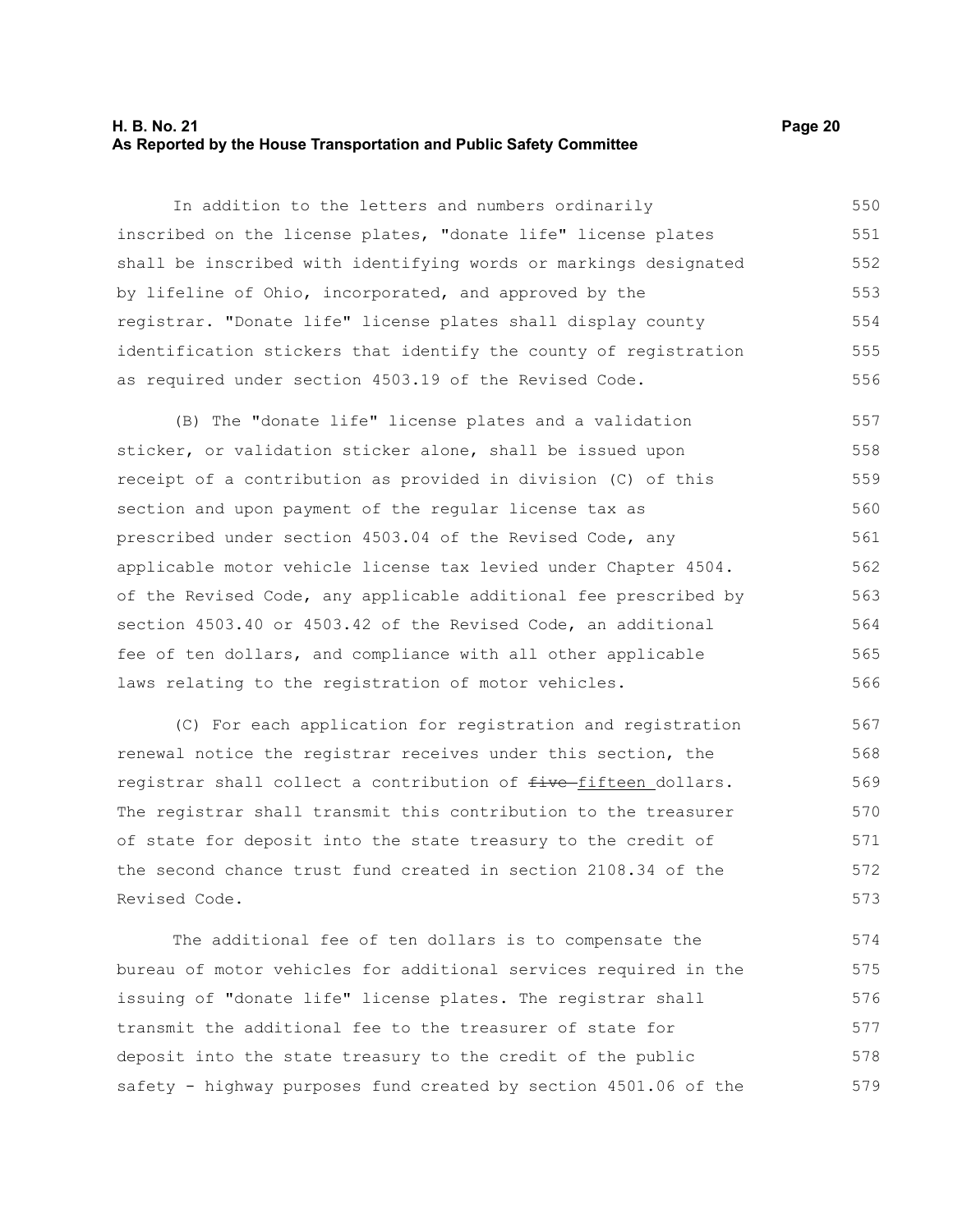In addition to the letters and numbers ordinarily inscribed on the license plates, "donate life" license plates shall be inscribed with identifying words or markings designated by lifeline of Ohio, incorporated, and approved by the registrar. "Donate life" license plates shall display county identification stickers that identify the county of registration as required under section 4503.19 of the Revised Code.

(B) The "donate life" license plates and a validation sticker, or validation sticker alone, shall be issued upon receipt of a contribution as provided in division (C) of this section and upon payment of the regular license tax as prescribed under section 4503.04 of the Revised Code, any applicable motor vehicle license tax levied under Chapter 4504. of the Revised Code, any applicable additional fee prescribed by section 4503.40 or 4503.42 of the Revised Code, an additional fee of ten dollars, and compliance with all other applicable laws relating to the registration of motor vehicles.

(C) For each application for registration and registration renewal notice the registrar receives under this section, the registrar shall collect a contribution of ~~five~~ fifteen dollars. The registrar shall transmit this contribution to the treasurer of state for deposit into the state treasury to the credit of the second chance trust fund created in section 2108.34 of the Revised Code.

The additional fee of ten dollars is to compensate the bureau of motor vehicles for additional services required in the issuing of "donate life" license plates. The registrar shall transmit the additional fee to the treasurer of state for deposit into the state treasury to the credit of the public safety - highway purposes fund created by section 4501.06 of the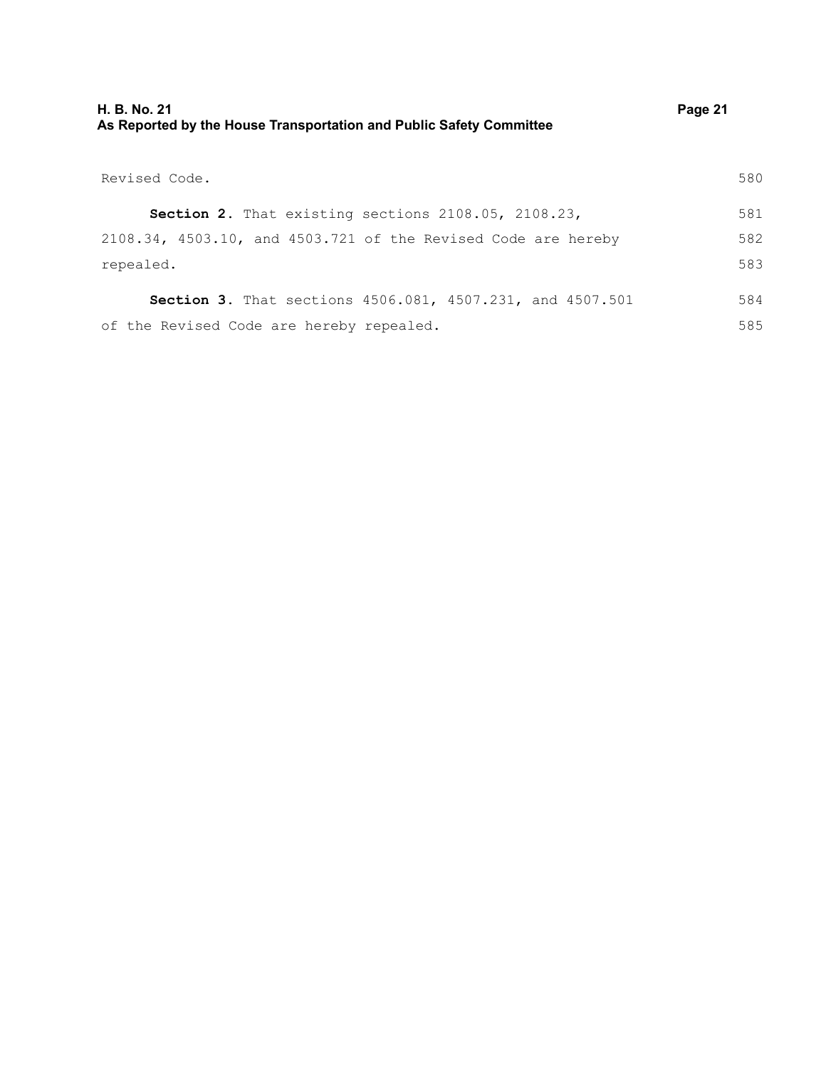Revised Code.

**Section 2.** That existing sections 2108.05, 2108.23, 2108.34, 4503.10, and 4503.721 of the Revised Code are hereby repealed.

**Section 3.** That sections 4506.081, 4507.231, and 4507.501 of the Revised Code are hereby repealed.